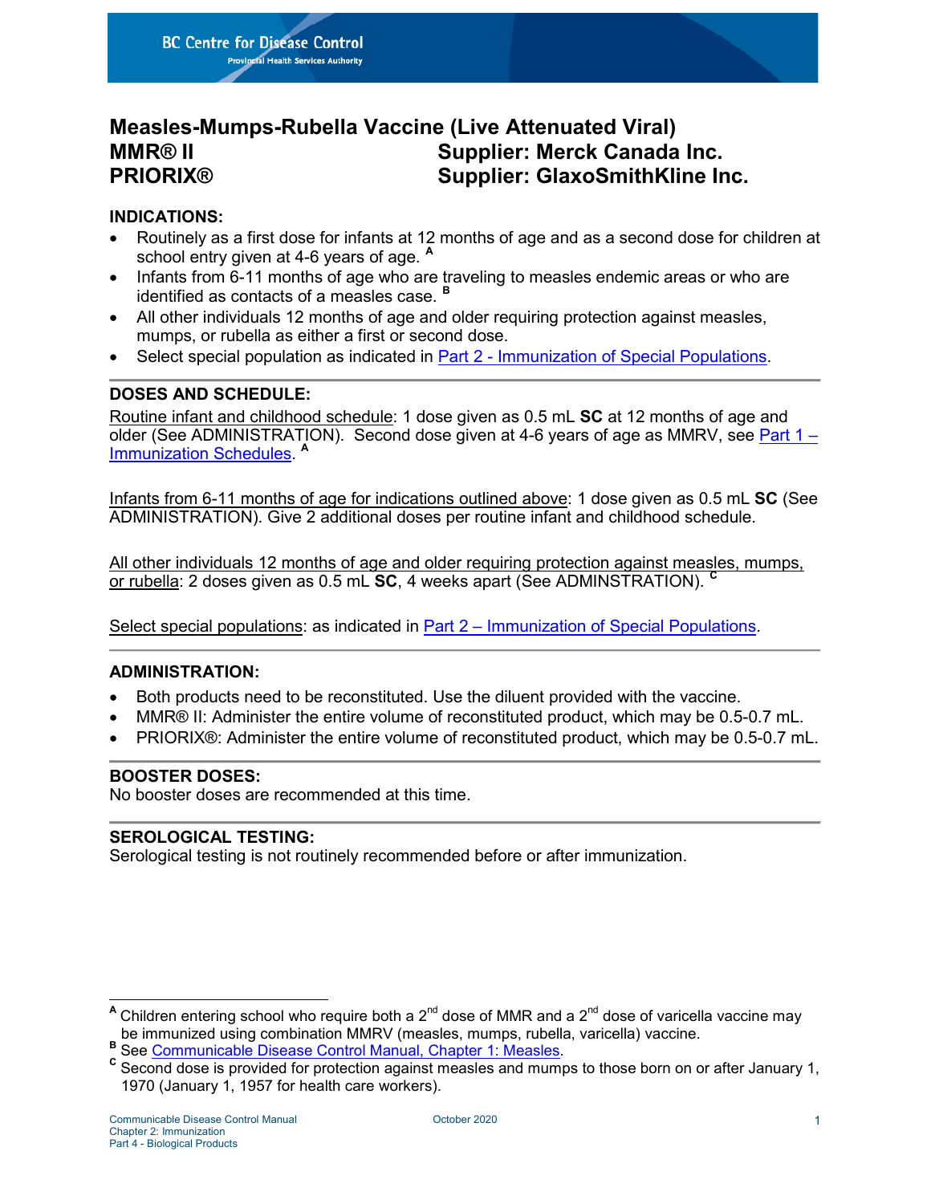# Measles-Mumps-Rubella Vaccine (Live Attenuated Viral)

**MMR® II** — **Supplier: Merck Canada Inc.**
**PRIORIX®** — **Supplier: GlaxoSmithKline Inc.**

## INDICATIONS:

- Routinely as a first dose for infants at 12 months of age and as a second dose for children at school entry given at 4-6 years of age. [A]
- Infants from 6-11 months of age who are traveling to measles endemic areas or who are identified as contacts of a measles case. [B]
- All other individuals 12 months of age and older requiring protection against measles, mumps, or rubella as either a first or second dose.
- Select special population as indicated in Part 2 - Immunization of Special Populations.

## DOSES AND SCHEDULE:

Routine infant and childhood schedule: 1 dose given as 0.5 mL **SC** at 12 months of age and older (See ADMINISTRATION). Second dose given at 4-6 years of age as MMRV, see Part 1 – Immunization Schedules. [A]

Infants from 6-11 months of age for indications outlined above: 1 dose given as 0.5 mL **SC** (See ADMINISTRATION). Give 2 additional doses per routine infant and childhood schedule.

All other individuals 12 months of age and older requiring protection against measles, mumps, or rubella: 2 doses given as 0.5 mL **SC**, 4 weeks apart (See ADMINSTRATION). [C]

Select special populations: as indicated in Part 2 – Immunization of Special Populations.

## ADMINISTRATION:

- Both products need to be reconstituted. Use the diluent provided with the vaccine.
- MMR® II: Administer the entire volume of reconstituted product, which may be 0.5-0.7 mL.
- PRIORIX®: Administer the entire volume of reconstituted product, which may be 0.5-0.7 mL.

## BOOSTER DOSES:

No booster doses are recommended at this time.

## SEROLOGICAL TESTING:

Serological testing is not routinely recommended before or after immunization.

---

[A] Children entering school who require both a 2nd dose of MMR and a 2nd dose of varicella vaccine may be immunized using combination MMRV (measles, mumps, rubella, varicella) vaccine.

[B] See Communicable Disease Control Manual, Chapter 1: Measles.

[C] Second dose is provided for protection against measles and mumps to those born on or after January 1, 1970 (January 1, 1957 for health care workers).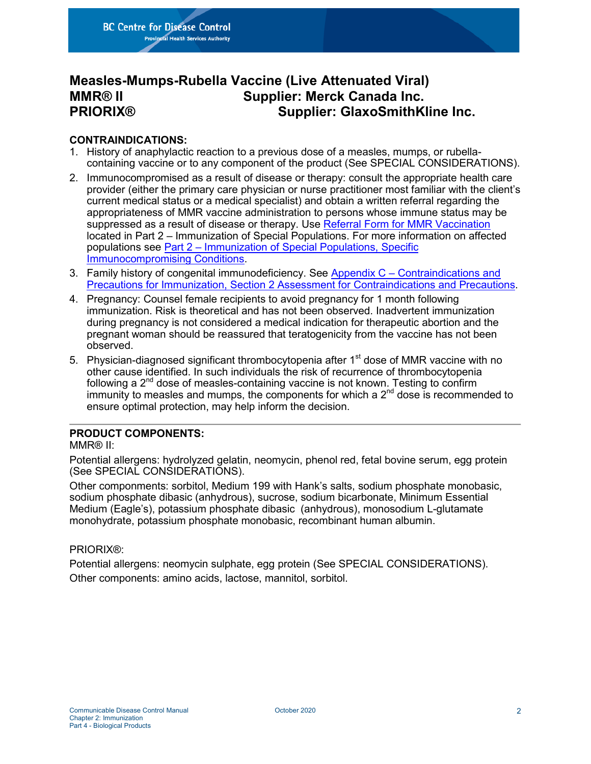# Measles-Mumps-Rubella Vaccine (Live Attenuated Viral)

**MMR® II** **Supplier: Merck Canada Inc.**
**PRIORIX®** **Supplier: GlaxoSmithKline Inc.**

**CONTRAINDICATIONS:**

1. History of anaphylactic reaction to a previous dose of a measles, mumps, or rubella-containing vaccine or to any component of the product (See SPECIAL CONSIDERATIONS).
2. Immunocompromised as a result of disease or therapy: consult the appropriate health care provider (either the primary care physician or nurse practitioner most familiar with the client's current medical status or a medical specialist) and obtain a written referral regarding the appropriateness of MMR vaccine administration to persons whose immune status may be suppressed as a result of disease or therapy. Use Referral Form for MMR Vaccination located in Part 2 – Immunization of Special Populations. For more information on affected populations see Part 2 – Immunization of Special Populations, Specific Immunocompromising Conditions.
3. Family history of congenital immunodeficiency. See Appendix C – Contraindications and Precautions for Immunization, Section 2 Assessment for Contraindications and Precautions.
4. Pregnancy: Counsel female recipients to avoid pregnancy for 1 month following immunization. Risk is theoretical and has not been observed. Inadvertent immunization during pregnancy is not considered a medical indication for therapeutic abortion and the pregnant woman should be reassured that teratogenicity from the vaccine has not been observed.
5. Physician-diagnosed significant thrombocytopenia after 1st dose of MMR vaccine with no other cause identified. In such individuals the risk of recurrence of thrombocytopenia following a 2nd dose of measles-containing vaccine is not known. Testing to confirm immunity to measles and mumps, the components for which a 2nd dose is recommended to ensure optimal protection, may help inform the decision.

---

**PRODUCT COMPONENTS:**

MMR® II:

Potential allergens: hydrolyzed gelatin, neomycin, phenol red, fetal bovine serum, egg protein (See SPECIAL CONSIDERATIONS).

Other componments: sorbitol, Medium 199 with Hank's salts, sodium phosphate monobasic, sodium phosphate dibasic (anhydrous), sucrose, sodium bicarbonate, Minimum Essential Medium (Eagle's), potassium phosphate dibasic (anhydrous), monosodium L-glutamate monohydrate, potassium phosphate monobasic, recombinant human albumin.

PRIORIX®:

Potential allergens: neomycin sulphate, egg protein (See SPECIAL CONSIDERATIONS).

Other components: amino acids, lactose, mannitol, sorbitol.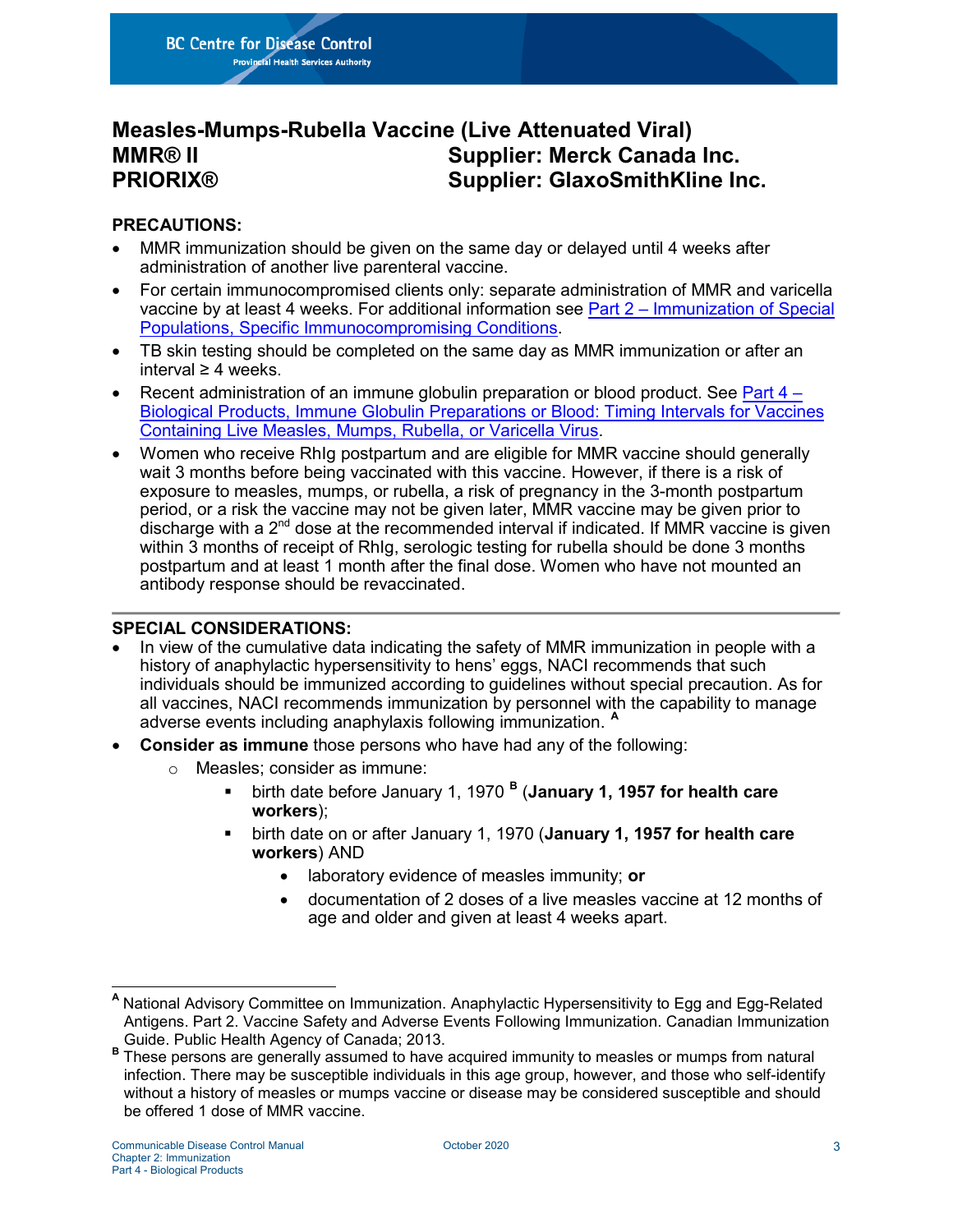# Measles-Mumps-Rubella Vaccine (Live Attenuated Viral)

**MMR® II** — **Supplier: Merck Canada Inc.**
**PRIORIX®** — **Supplier: GlaxoSmithKline Inc.**

## PRECAUTIONS:

- MMR immunization should be given on the same day or delayed until 4 weeks after administration of another live parenteral vaccine.
- For certain immunocompromised clients only: separate administration of MMR and varicella vaccine by at least 4 weeks. For additional information see Part 2 – Immunization of Special Populations, Specific Immunocompromising Conditions.
- TB skin testing should be completed on the same day as MMR immunization or after an interval ≥ 4 weeks.
- Recent administration of an immune globulin preparation or blood product. See Part 4 – Biological Products, Immune Globulin Preparations or Blood: Timing Intervals for Vaccines Containing Live Measles, Mumps, Rubella, or Varicella Virus.
- Women who receive RhIg postpartum and are eligible for MMR vaccine should generally wait 3 months before being vaccinated with this vaccine. However, if there is a risk of exposure to measles, mumps, or rubella, a risk of pregnancy in the 3-month postpartum period, or a risk the vaccine may not be given later, MMR vaccine may be given prior to discharge with a 2nd dose at the recommended interval if indicated. If MMR vaccine is given within 3 months of receipt of RhIg, serologic testing for rubella should be done 3 months postpartum and at least 1 month after the final dose. Women who have not mounted an antibody response should be revaccinated.

## SPECIAL CONSIDERATIONS:

- In view of the cumulative data indicating the safety of MMR immunization in people with a history of anaphylactic hypersensitivity to hens' eggs, NACI recommends that such individuals should be immunized according to guidelines without special precaution. As for all vaccines, NACI recommends immunization by personnel with the capability to manage adverse events including anaphylaxis following immunization. [A]
- **Consider as immune** those persons who have had any of the following:
  - Measles; consider as immune:
    - birth date before January 1, 1970 [B] (**January 1, 1957 for health care workers**);
    - birth date on or after January 1, 1970 (**January 1, 1957 for health care workers**) AND
      - laboratory evidence of measles immunity; **or**
      - documentation of 2 doses of a live measles vaccine at 12 months of age and older and given at least 4 weeks apart.

---

[A] National Advisory Committee on Immunization. Anaphylactic Hypersensitivity to Egg and Egg-Related Antigens. Part 2. Vaccine Safety and Adverse Events Following Immunization. Canadian Immunization Guide. Public Health Agency of Canada; 2013.

[B] These persons are generally assumed to have acquired immunity to measles or mumps from natural infection. There may be susceptible individuals in this age group, however, and those who self-identify without a history of measles or mumps vaccine or disease may be considered susceptible and should be offered 1 dose of MMR vaccine.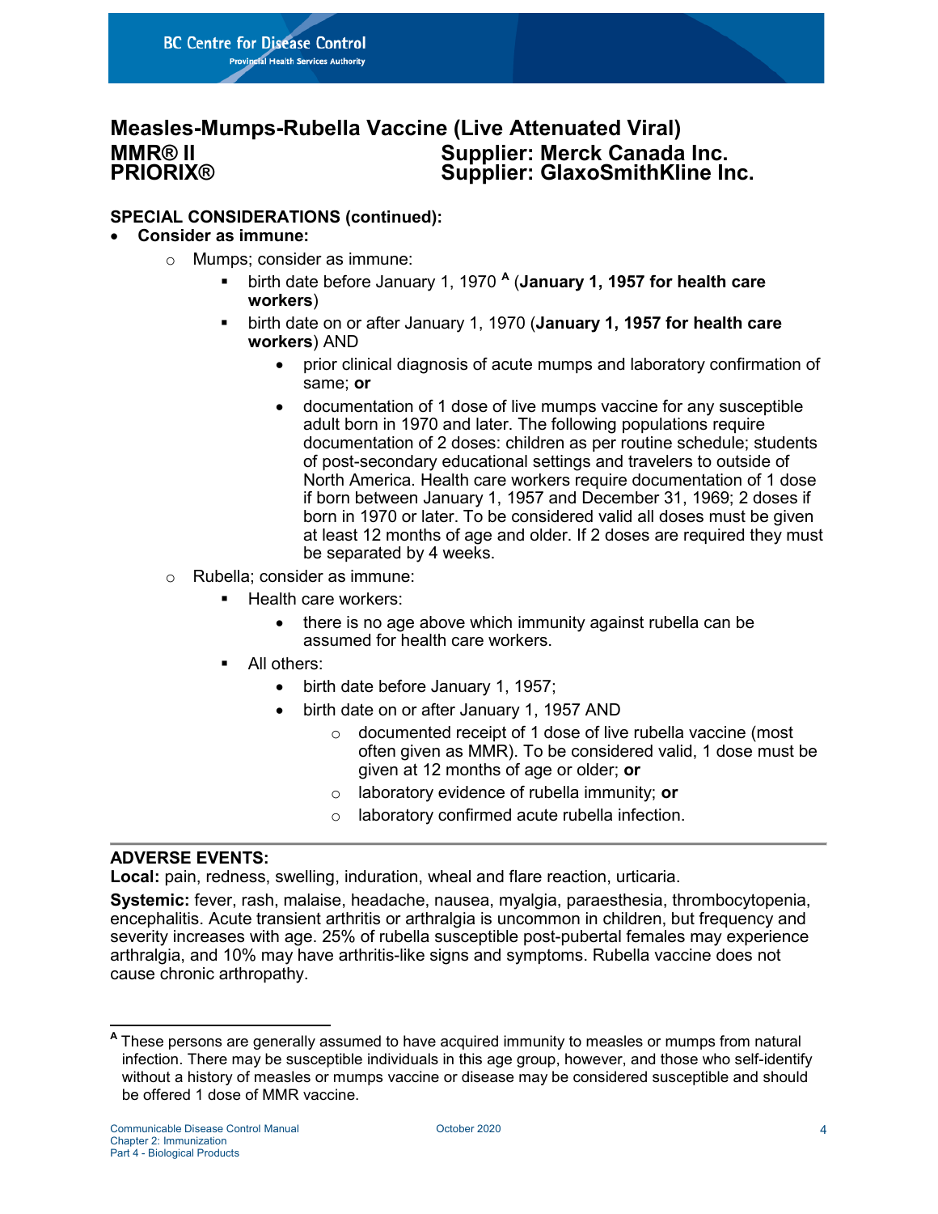# Measles-Mumps-Rubella Vaccine (Live Attenuated Viral)

**MMR® II** — **Supplier: Merck Canada Inc.**
**PRIORIX®** — **Supplier: GlaxoSmithKline Inc.**

**SPECIAL CONSIDERATIONS (continued):**

- **Consider as immune:**
  - Mumps; consider as immune:
    - birth date before January 1, 1970 [A] (**January 1, 1957 for health care workers**)
    - birth date on or after January 1, 1970 (**January 1, 1957 for health care workers**) AND
      - prior clinical diagnosis of acute mumps and laboratory confirmation of same; **or**
      - documentation of 1 dose of live mumps vaccine for any susceptible adult born in 1970 and later. The following populations require documentation of 2 doses: children as per routine schedule; students of post-secondary educational settings and travelers to outside of North America. Health care workers require documentation of 1 dose if born between January 1, 1957 and December 31, 1969; 2 doses if born in 1970 or later. To be considered valid all doses must be given at least 12 months of age and older. If 2 doses are required they must be separated by 4 weeks.
  - Rubella; consider as immune:
    - Health care workers:
      - there is no age above which immunity against rubella can be assumed for health care workers.
    - All others:
      - birth date before January 1, 1957;
      - birth date on or after January 1, 1957 AND
        - documented receipt of 1 dose of live rubella vaccine (most often given as MMR). To be considered valid, 1 dose must be given at 12 months of age or older; **or**
        - laboratory evidence of rubella immunity; **or**
        - laboratory confirmed acute rubella infection.

---

**ADVERSE EVENTS:**

**Local:** pain, redness, swelling, induration, wheal and flare reaction, urticaria.

**Systemic:** fever, rash, malaise, headache, nausea, myalgia, paraesthesia, thrombocytopenia, encephalitis. Acute transient arthritis or arthralgia is uncommon in children, but frequency and severity increases with age. 25% of rubella susceptible post-pubertal females may experience arthralgia, and 10% may have arthritis-like signs and symptoms. Rubella vaccine does not cause chronic arthropathy.

---

[A] These persons are generally assumed to have acquired immunity to measles or mumps from natural infection. There may be susceptible individuals in this age group, however, and those who self-identify without a history of measles or mumps vaccine or disease may be considered susceptible and should be offered 1 dose of MMR vaccine.